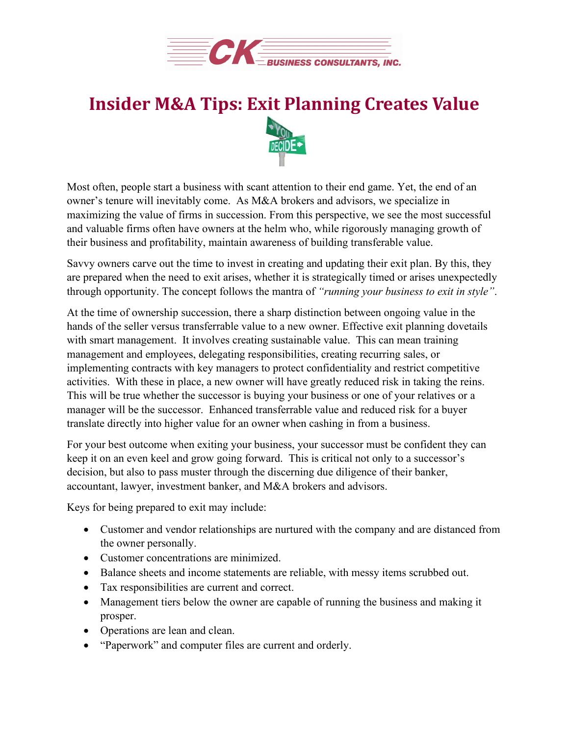# Insider M&A Tips: Exit Planning Creates Value

Most often, people start a business with scant attention to their end game. Yet, the end of an owner's tenure will inevitably come. As M&A brokers and advisors, we specialize in maximizing the value of firms in succession. From this perspective, we see the most successful and valuable firms often have owners at the helm who, while rigorously managing growth of their business and profitability, maintain awareness of building transferable value.

Savvy owners carve out the time to invest in creating and updating their exit plan. By this, they are prepared when the need to exit arises, whether it is strategically timed or arises unexpectedly through opportunity. The concept follows the mantra of *"running your business to exit in style"*.

At the time of ownership succession, there a sharp distinction between ongoing value in the hands of the seller versus transferrable value to a new owner. Effective exit planning dovetails with smart management. It involves creating sustainable value. This can mean training management and employees, delegating responsibilities, creating recurring sales, or implementing contracts with key managers to protect confidentiality and restrict competitive activities. With these in place, a new owner will have greatly reduced risk in taking the reins. This will be true whether the successor is buying your business or one of your relatives or a manager will be the successor. Enhanced transferrable value and reduced risk for a buyer translate directly into higher value for an owner when cashing in from a business.

For your best outcome when exiting your business, your successor must be confident they can keep it on an even keel and grow going forward. This is critical not only to a successor's decision, but also to pass muster through the discerning due diligence of their banker, accountant, lawyer, investment banker, and M&A brokers and advisors.

Keys for being prepared to exit may include:

- Customer and vendor relationships are nurtured with the company and are distanced from the owner personally.
- Customer concentrations are minimized.
- Balance sheets and income statements are reliable, with messy items scrubbed out.
- Tax responsibilities are current and correct.
- Management tiers below the owner are capable of running the business and making it prosper.
- Operations are lean and clean.
- "Paperwork" and computer files are current and orderly.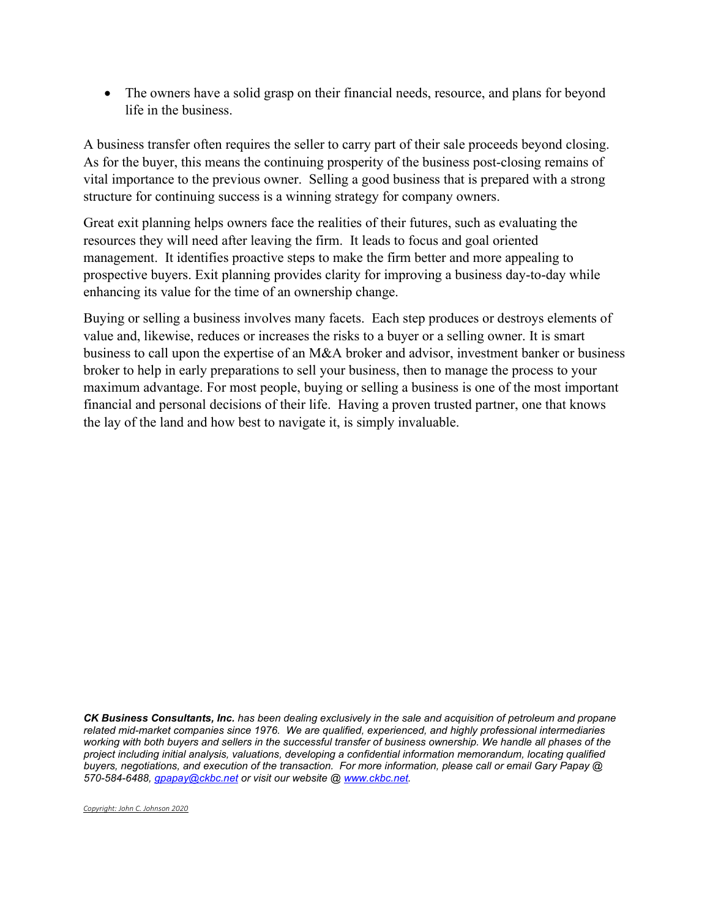- The owners have a solid grasp on their financial needs, resource, and plans for beyond life in the business.

A business transfer often requires the seller to carry part of their sale proceeds beyond closing. As for the buyer, this means the continuing prosperity of the business post-closing remains of vital importance to the previous owner. Selling a good business that is prepared with a strong structure for continuing success is a winning strategy for company owners.

Great exit planning helps owners face the realities of their futures, such as evaluating the resources they will need after leaving the firm. It leads to focus and goal oriented management. It identifies proactive steps to make the firm better and more appealing to prospective buyers. Exit planning provides clarity for improving a business day-to-day while enhancing its value for the time of an ownership change.

Buying or selling a business involves many facets. Each step produces or destroys elements of value and, likewise, reduces or increases the risks to a buyer or a selling owner. It is smart business to call upon the expertise of an M&A broker and advisor, investment banker or business broker to help in early preparations to sell your business, then to manage the process to your maximum advantage. For most people, buying or selling a business is one of the most important financial and personal decisions of their life. Having a proven trusted partner, one that knows the lay of the land and how best to navigate it, is simply invaluable.

***CK Business Consultants, Inc.*** *has been dealing exclusively in the sale and acquisition of petroleum and propane related mid-market companies since 1976. We are qualified, experienced, and highly professional intermediaries working with both buyers and sellers in the successful transfer of business ownership. We handle all phases of the project including initial analysis, valuations, developing a confidential information memorandum, locating qualified buyers, negotiations, and execution of the transaction. For more information, please call or email Gary Papay @ 570-584-6488, gpapay@ckbc.net or visit our website @ www.ckbc.net.*

*Copyright: John C. Johnson 2020*